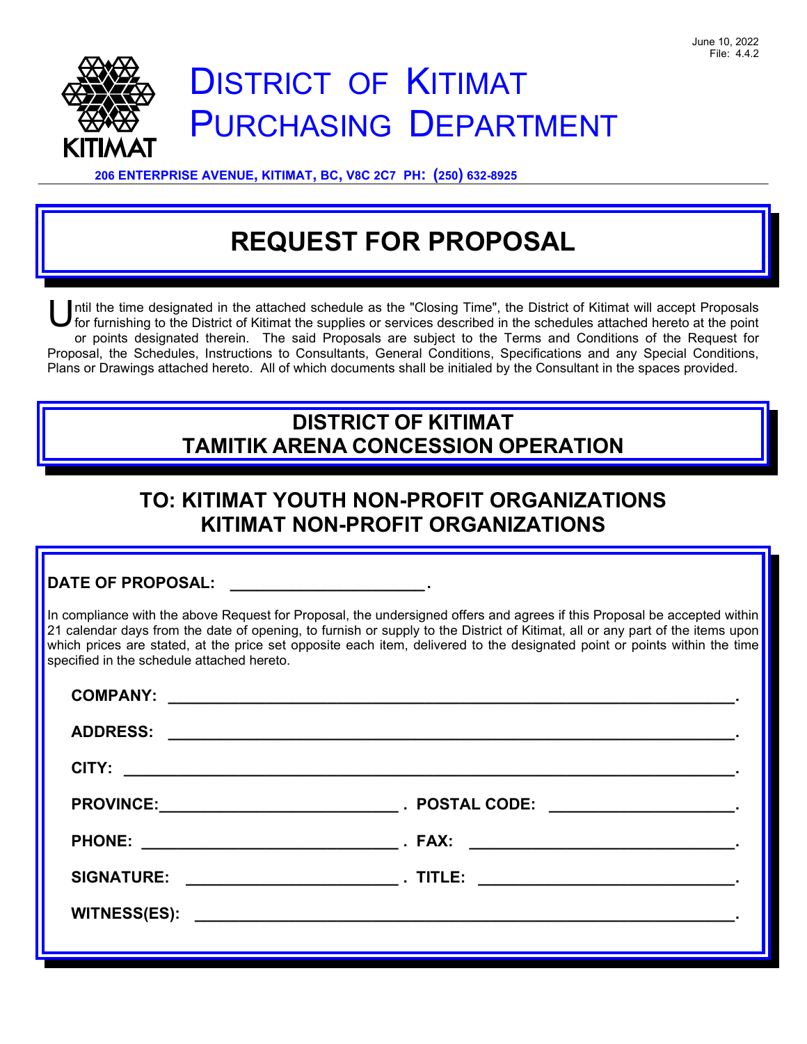June 10, 2022
File: 4.4.2

# DISTRICT OF KITIMAT PURCHASING DEPARTMENT

**206 ENTERPRISE AVENUE, KITIMAT, BC, V8C 2C7 PH: (250) 632-8925**

# REQUEST FOR PROPOSAL

Until the time designated in the attached schedule as the "Closing Time", the District of Kitimat will accept Proposals for furnishing to the District of Kitimat the supplies or services described in the schedules attached hereto at the point or points designated therein. The said Proposals are subject to the Terms and Conditions of the Request for Proposal, the Schedules, Instructions to Consultants, General Conditions, Specifications and any Special Conditions, Plans or Drawings attached hereto. All of which documents shall be initialed by the Consultant in the spaces provided.

## DISTRICT OF KITIMAT TAMITIK ARENA CONCESSION OPERATION

## TO: KITIMAT YOUTH NON-PROFIT ORGANIZATIONS KITIMAT NON-PROFIT ORGANIZATIONS

**DATE OF PROPOSAL:** ______________________.

In compliance with the above Request for Proposal, the undersigned offers and agrees if this Proposal be accepted within 21 calendar days from the date of opening, to furnish or supply to the District of Kitimat, all or any part of the items upon which prices are stated, at the price set opposite each item, delivered to the designated point or points within the time specified in the schedule attached hereto.

**COMPANY:** ______________________________________________________________.

**ADDRESS:** ______________________________________________________________.

**CITY:** _________________________________________________________________.

**PROVINCE:** ___________________________. **POSTAL CODE:** _____________________.

**PHONE:** ______________________________. **FAX:** ______________________________.

**SIGNATURE:** ___________________________. **TITLE:** ____________________________.

**WITNESS(ES):** __________________________________________________________.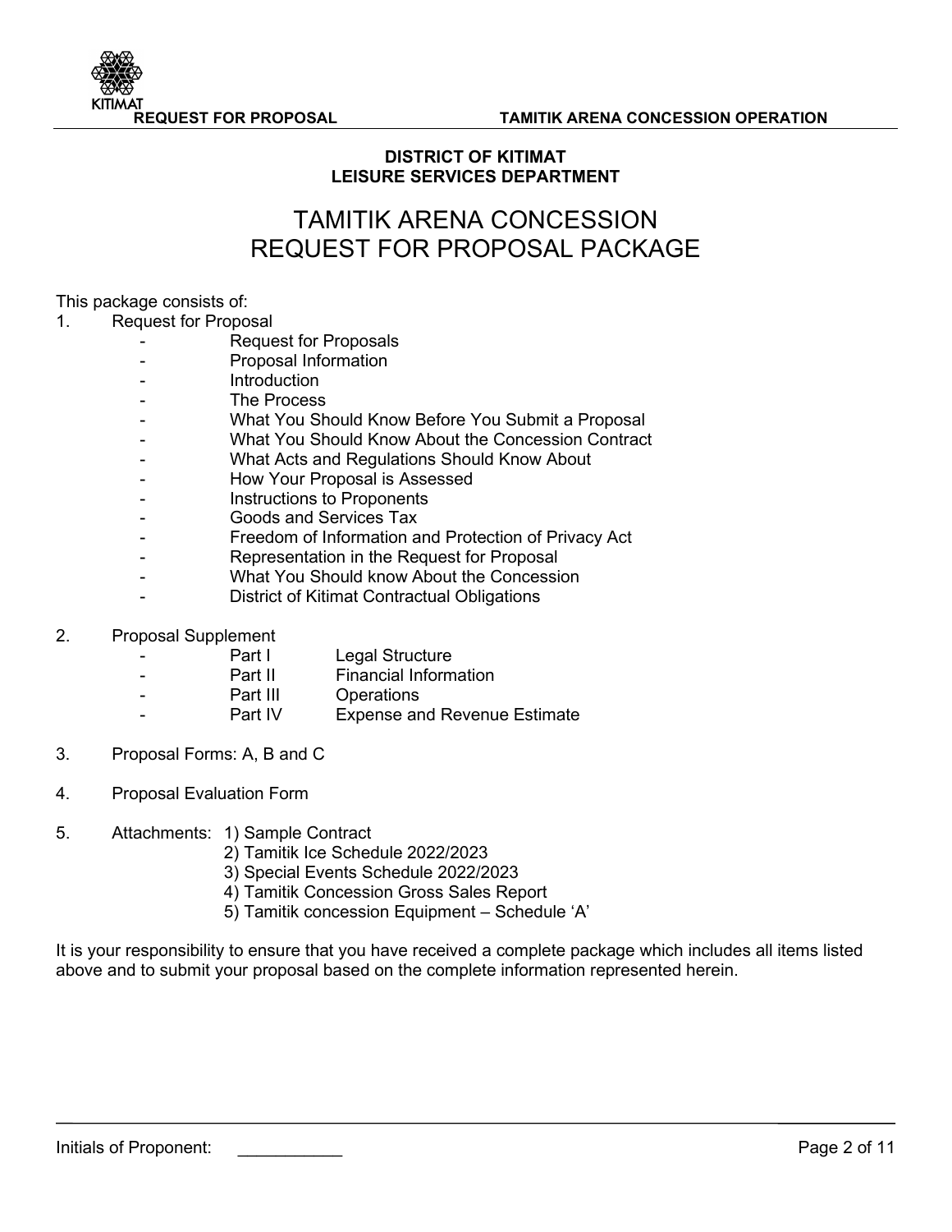**DISTRICT OF KITIMAT**
**LEISURE SERVICES DEPARTMENT**

# TAMITIK ARENA CONCESSION REQUEST FOR PROPOSAL PACKAGE

This package consists of:

1. Request for Proposal
    - Request for Proposals
    - Proposal Information
    - Introduction
    - The Process
    - What You Should Know Before You Submit a Proposal
    - What You Should Know About the Concession Contract
    - What Acts and Regulations Should Know About
    - How Your Proposal is Assessed
    - Instructions to Proponents
    - Goods and Services Tax
    - Freedom of Information and Protection of Privacy Act
    - Representation in the Request for Proposal
    - What You Should know About the Concession
    - District of Kitimat Contractual Obligations

2. Proposal Supplement
    - Part I Legal Structure
    - Part II Financial Information
    - Part III Operations
    - Part IV Expense and Revenue Estimate

3. Proposal Forms: A, B and C

4. Proposal Evaluation Form

5. Attachments:
    1) Sample Contract
    2) Tamitik Ice Schedule 2022/2023
    3) Special Events Schedule 2022/2023
    4) Tamitik Concession Gross Sales Report
    5) Tamitik concession Equipment – Schedule 'A'

It is your responsibility to ensure that you have received a complete package which includes all items listed above and to submit your proposal based on the complete information represented herein.

Initials of Proponent: ___________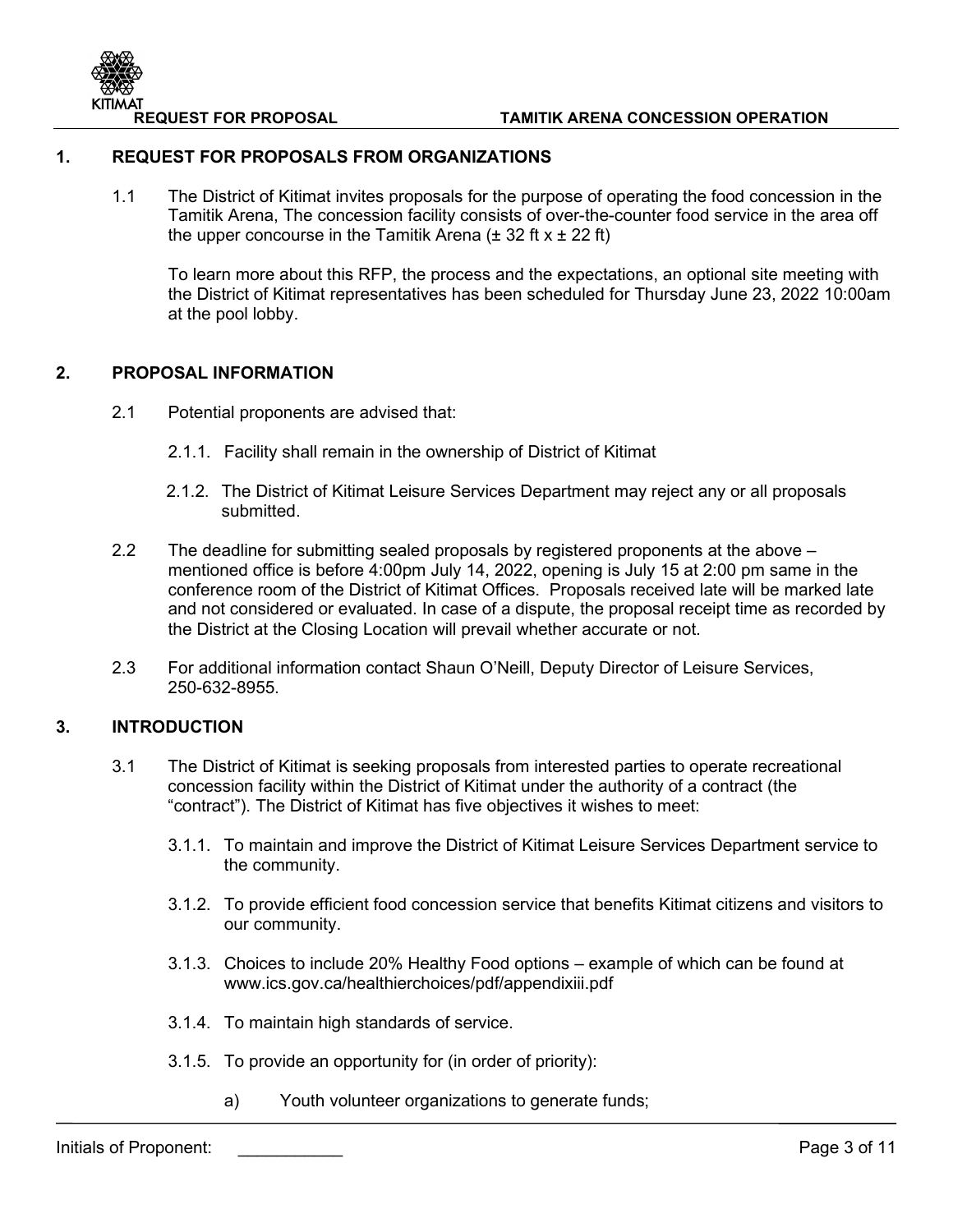## 1. REQUEST FOR PROPOSALS FROM ORGANIZATIONS

1.1 The District of Kitimat invites proposals for the purpose of operating the food concession in the Tamitik Arena, The concession facility consists of over-the-counter food service in the area off the upper concourse in the Tamitik Arena (± 32 ft x ± 22 ft)

To learn more about this RFP, the process and the expectations, an optional site meeting with the District of Kitimat representatives has been scheduled for Thursday June 23, 2022 10:00am at the pool lobby.

## 2. PROPOSAL INFORMATION

2.1 Potential proponents are advised that:

2.1.1. Facility shall remain in the ownership of District of Kitimat

2.1.2. The District of Kitimat Leisure Services Department may reject any or all proposals submitted.

2.2 The deadline for submitting sealed proposals by registered proponents at the above – mentioned office is before 4:00pm July 14, 2022, opening is July 15 at 2:00 pm same in the conference room of the District of Kitimat Offices. Proposals received late will be marked late and not considered or evaluated. In case of a dispute, the proposal receipt time as recorded by the District at the Closing Location will prevail whether accurate or not.

2.3 For additional information contact Shaun O'Neill, Deputy Director of Leisure Services, 250-632-8955.

## 3. INTRODUCTION

3.1 The District of Kitimat is seeking proposals from interested parties to operate recreational concession facility within the District of Kitimat under the authority of a contract (the "contract"). The District of Kitimat has five objectives it wishes to meet:

3.1.1. To maintain and improve the District of Kitimat Leisure Services Department service to the community.

3.1.2. To provide efficient food concession service that benefits Kitimat citizens and visitors to our community.

3.1.3. Choices to include 20% Healthy Food options – example of which can be found at www.ics.gov.ca/healthierchoices/pdf/appendixiii.pdf

3.1.4. To maintain high standards of service.

3.1.5. To provide an opportunity for (in order of priority):

a) Youth volunteer organizations to generate funds;

Initials of Proponent: __________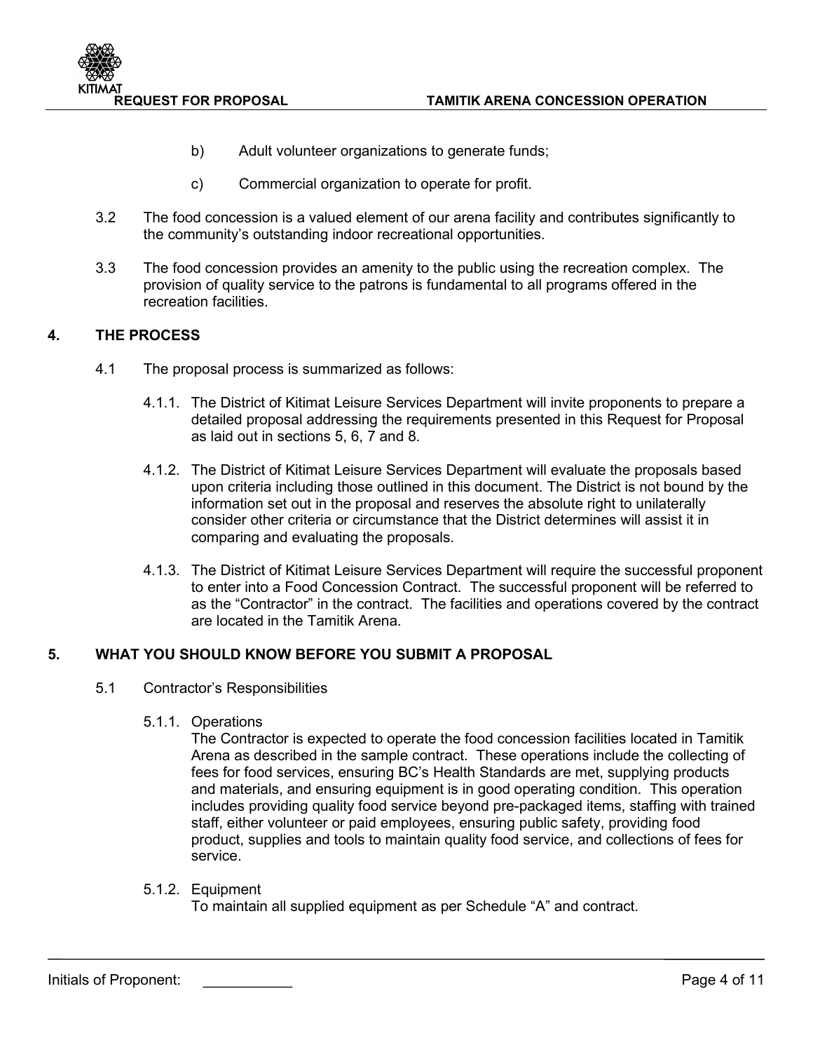b) Adult volunteer organizations to generate funds;

c) Commercial organization to operate for profit.

3.2 The food concession is a valued element of our arena facility and contributes significantly to the community's outstanding indoor recreational opportunities.

3.3 The food concession provides an amenity to the public using the recreation complex. The provision of quality service to the patrons is fundamental to all programs offered in the recreation facilities.

## 4. THE PROCESS

4.1 The proposal process is summarized as follows:

4.1.1. The District of Kitimat Leisure Services Department will invite proponents to prepare a detailed proposal addressing the requirements presented in this Request for Proposal as laid out in sections 5, 6, 7 and 8.

4.1.2. The District of Kitimat Leisure Services Department will evaluate the proposals based upon criteria including those outlined in this document. The District is not bound by the information set out in the proposal and reserves the absolute right to unilaterally consider other criteria or circumstance that the District determines will assist it in comparing and evaluating the proposals.

4.1.3. The District of Kitimat Leisure Services Department will require the successful proponent to enter into a Food Concession Contract. The successful proponent will be referred to as the "Contractor" in the contract. The facilities and operations covered by the contract are located in the Tamitik Arena.

## 5. WHAT YOU SHOULD KNOW BEFORE YOU SUBMIT A PROPOSAL

5.1 Contractor's Responsibilities

5.1.1. Operations

The Contractor is expected to operate the food concession facilities located in Tamitik Arena as described in the sample contract. These operations include the collecting of fees for food services, ensuring BC's Health Standards are met, supplying products and materials, and ensuring equipment is in good operating condition. This operation includes providing quality food service beyond pre-packaged items, staffing with trained staff, either volunteer or paid employees, ensuring public safety, providing food product, supplies and tools to maintain quality food service, and collections of fees for service.

5.1.2. Equipment

To maintain all supplied equipment as per Schedule "A" and contract.

Initials of Proponent: ___________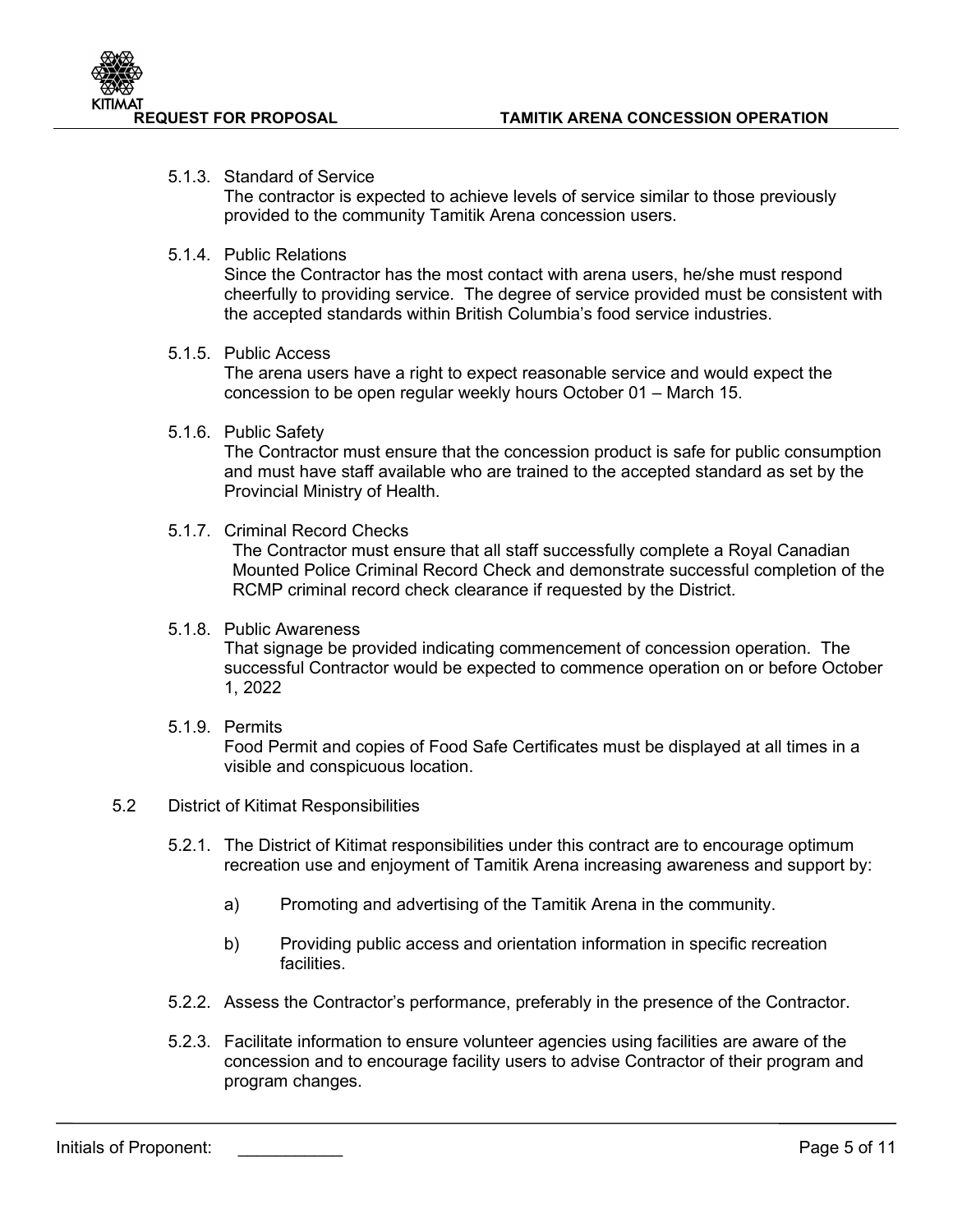5.1.3. Standard of Service

The contractor is expected to achieve levels of service similar to those previously provided to the community Tamitik Arena concession users.

5.1.4. Public Relations

Since the Contractor has the most contact with arena users, he/she must respond cheerfully to providing service. The degree of service provided must be consistent with the accepted standards within British Columbia's food service industries.

5.1.5. Public Access

The arena users have a right to expect reasonable service and would expect the concession to be open regular weekly hours October 01 – March 15.

5.1.6. Public Safety

The Contractor must ensure that the concession product is safe for public consumption and must have staff available who are trained to the accepted standard as set by the Provincial Ministry of Health.

5.1.7. Criminal Record Checks

The Contractor must ensure that all staff successfully complete a Royal Canadian Mounted Police Criminal Record Check and demonstrate successful completion of the RCMP criminal record check clearance if requested by the District.

5.1.8. Public Awareness

That signage be provided indicating commencement of concession operation. The successful Contractor would be expected to commence operation on or before October 1, 2022

5.1.9. Permits

Food Permit and copies of Food Safe Certificates must be displayed at all times in a visible and conspicuous location.

5.2 District of Kitimat Responsibilities

5.2.1. The District of Kitimat responsibilities under this contract are to encourage optimum recreation use and enjoyment of Tamitik Arena increasing awareness and support by:

a) Promoting and advertising of the Tamitik Arena in the community.

b) Providing public access and orientation information in specific recreation facilities.

5.2.2. Assess the Contractor's performance, preferably in the presence of the Contractor.

5.2.3. Facilitate information to ensure volunteer agencies using facilities are aware of the concession and to encourage facility users to advise Contractor of their program and program changes.

Initials of Proponent: ___________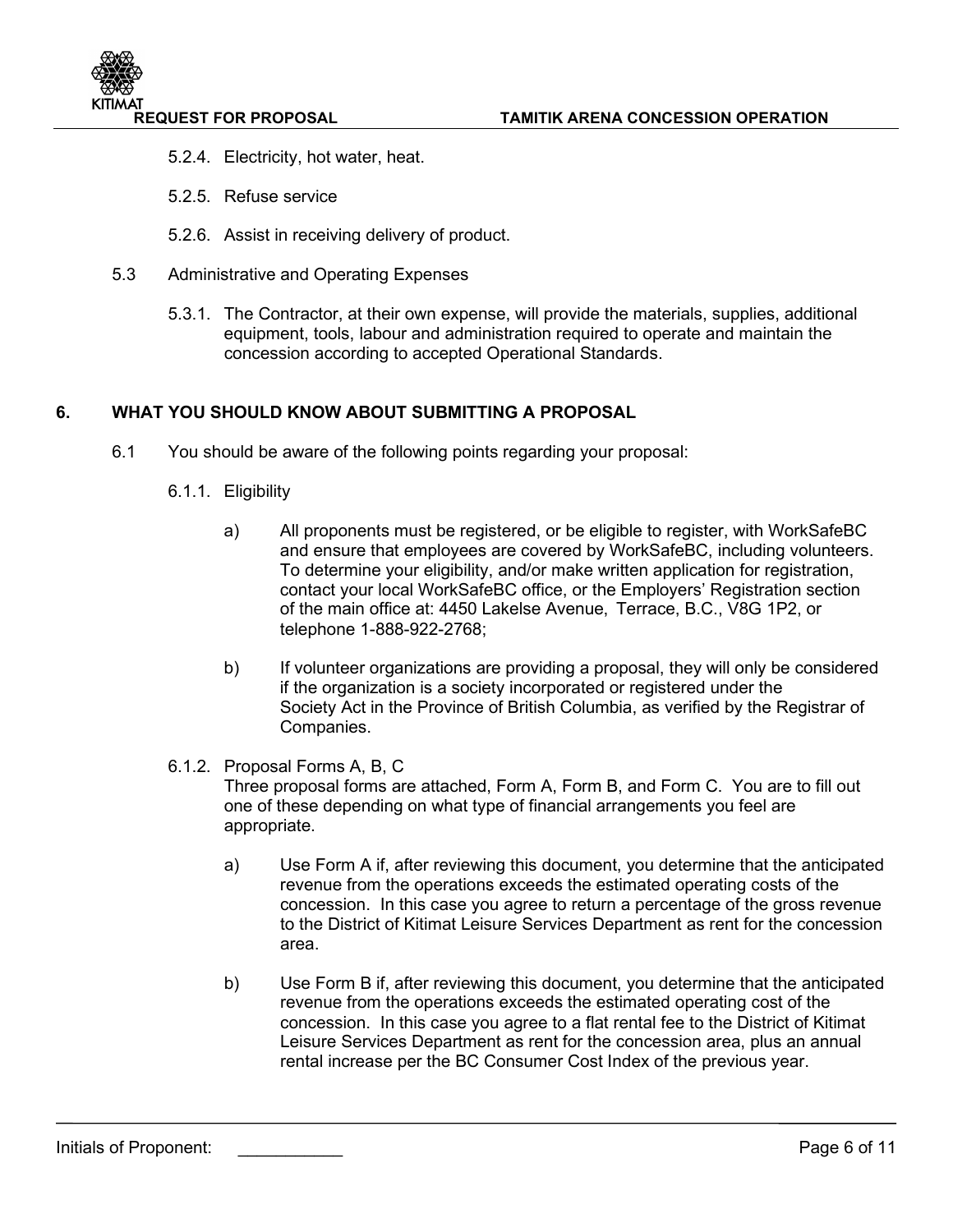5.2.4. Electricity, hot water, heat.

5.2.5. Refuse service

5.2.6. Assist in receiving delivery of product.

5.3 Administrative and Operating Expenses

5.3.1. The Contractor, at their own expense, will provide the materials, supplies, additional equipment, tools, labour and administration required to operate and maintain the concession according to accepted Operational Standards.

## 6. WHAT YOU SHOULD KNOW ABOUT SUBMITTING A PROPOSAL

6.1 You should be aware of the following points regarding your proposal:

6.1.1. Eligibility

a) All proponents must be registered, or be eligible to register, with WorkSafeBC and ensure that employees are covered by WorkSafeBC, including volunteers. To determine your eligibility, and/or make written application for registration, contact your local WorkSafeBC office, or the Employers' Registration section of the main office at: 4450 Lakelse Avenue, Terrace, B.C., V8G 1P2, or telephone 1-888-922-2768;

b) If volunteer organizations are providing a proposal, they will only be considered if the organization is a society incorporated or registered under the Society Act in the Province of British Columbia, as verified by the Registrar of Companies.

6.1.2. Proposal Forms A, B, C
Three proposal forms are attached, Form A, Form B, and Form C. You are to fill out one of these depending on what type of financial arrangements you feel are appropriate.

a) Use Form A if, after reviewing this document, you determine that the anticipated revenue from the operations exceeds the estimated operating costs of the concession. In this case you agree to return a percentage of the gross revenue to the District of Kitimat Leisure Services Department as rent for the concession area.

b) Use Form B if, after reviewing this document, you determine that the anticipated revenue from the operations exceeds the estimated operating cost of the concession. In this case you agree to a flat rental fee to the District of Kitimat Leisure Services Department as rent for the concession area, plus an annual rental increase per the BC Consumer Cost Index of the previous year.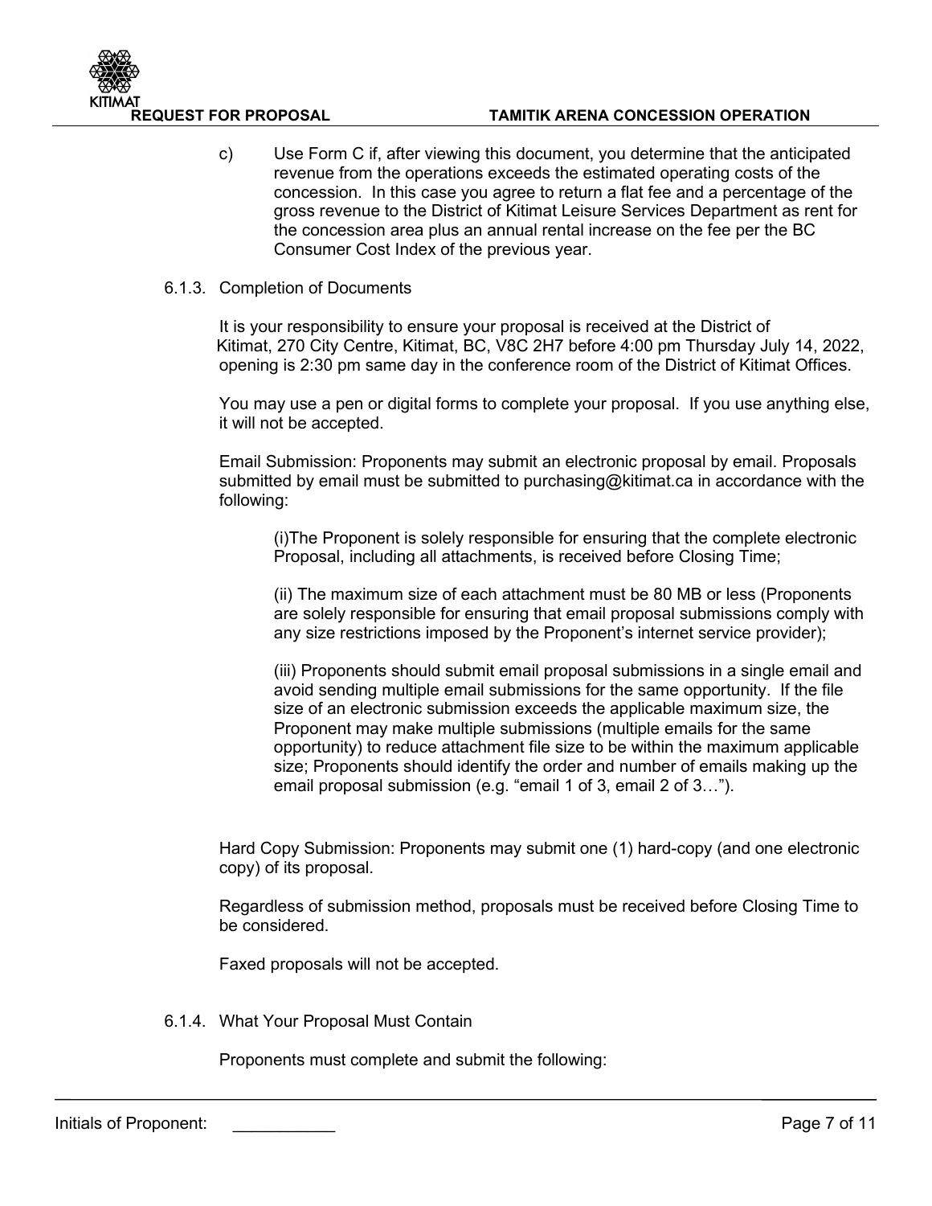c) Use Form C if, after viewing this document, you determine that the anticipated revenue from the operations exceeds the estimated operating costs of the concession. In this case you agree to return a flat fee and a percentage of the gross revenue to the District of Kitimat Leisure Services Department as rent for the concession area plus an annual rental increase on the fee per the BC Consumer Cost Index of the previous year.

6.1.3. Completion of Documents

It is your responsibility to ensure your proposal is received at the District of Kitimat, 270 City Centre, Kitimat, BC, V8C 2H7 before 4:00 pm Thursday July 14, 2022, opening is 2:30 pm same day in the conference room of the District of Kitimat Offices.

You may use a pen or digital forms to complete your proposal. If you use anything else, it will not be accepted.

Email Submission: Proponents may submit an electronic proposal by email. Proposals submitted by email must be submitted to purchasing@kitimat.ca in accordance with the following:

(i)The Proponent is solely responsible for ensuring that the complete electronic Proposal, including all attachments, is received before Closing Time;

(ii) The maximum size of each attachment must be 80 MB or less (Proponents are solely responsible for ensuring that email proposal submissions comply with any size restrictions imposed by the Proponent's internet service provider);

(iii) Proponents should submit email proposal submissions in a single email and avoid sending multiple email submissions for the same opportunity. If the file size of an electronic submission exceeds the applicable maximum size, the Proponent may make multiple submissions (multiple emails for the same opportunity) to reduce attachment file size to be within the maximum applicable size; Proponents should identify the order and number of emails making up the email proposal submission (e.g. "email 1 of 3, email 2 of 3…").

Hard Copy Submission: Proponents may submit one (1) hard-copy (and one electronic copy) of its proposal.

Regardless of submission method, proposals must be received before Closing Time to be considered.

Faxed proposals will not be accepted.

6.1.4. What Your Proposal Must Contain

Proponents must complete and submit the following:

Initials of Proponent: ___________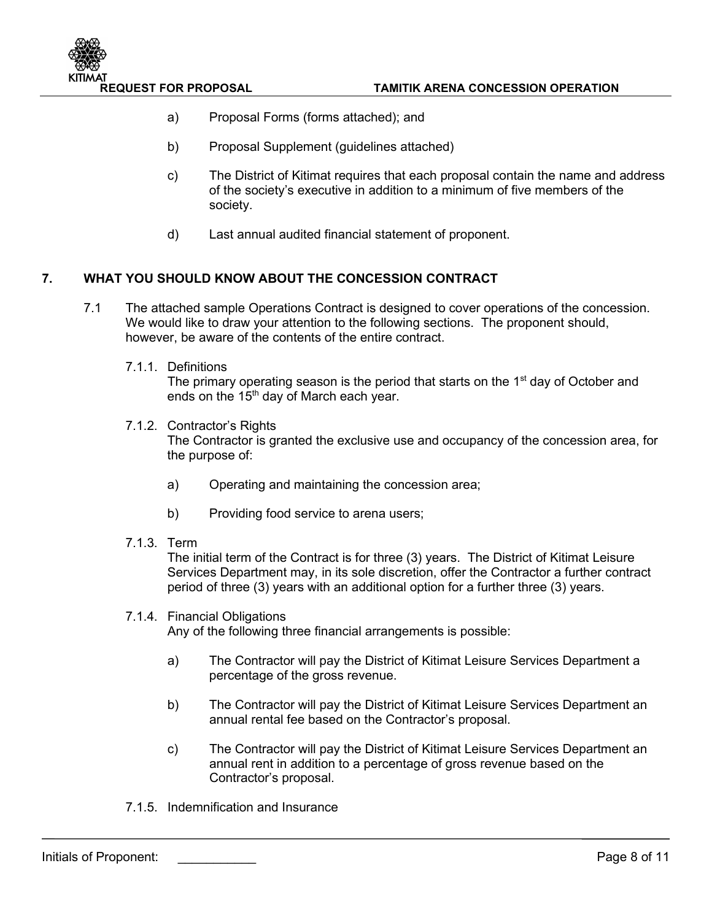a) Proposal Forms (forms attached); and

b) Proposal Supplement (guidelines attached)

c) The District of Kitimat requires that each proposal contain the name and address of the society's executive in addition to a minimum of five members of the society.

d) Last annual audited financial statement of proponent.

## 7. WHAT YOU SHOULD KNOW ABOUT THE CONCESSION CONTRACT

7.1 The attached sample Operations Contract is designed to cover operations of the concession. We would like to draw your attention to the following sections. The proponent should, however, be aware of the contents of the entire contract.

7.1.1. Definitions
The primary operating season is the period that starts on the 1st day of October and ends on the 15th day of March each year.

7.1.2. Contractor's Rights
The Contractor is granted the exclusive use and occupancy of the concession area, for the purpose of:

a) Operating and maintaining the concession area;

b) Providing food service to arena users;

7.1.3. Term
The initial term of the Contract is for three (3) years. The District of Kitimat Leisure Services Department may, in its sole discretion, offer the Contractor a further contract period of three (3) years with an additional option for a further three (3) years.

7.1.4. Financial Obligations
Any of the following three financial arrangements is possible:

a) The Contractor will pay the District of Kitimat Leisure Services Department a percentage of the gross revenue.

b) The Contractor will pay the District of Kitimat Leisure Services Department an annual rental fee based on the Contractor's proposal.

c) The Contractor will pay the District of Kitimat Leisure Services Department an annual rent in addition to a percentage of gross revenue based on the Contractor's proposal.

7.1.5. Indemnification and Insurance

Initials of Proponent: ___________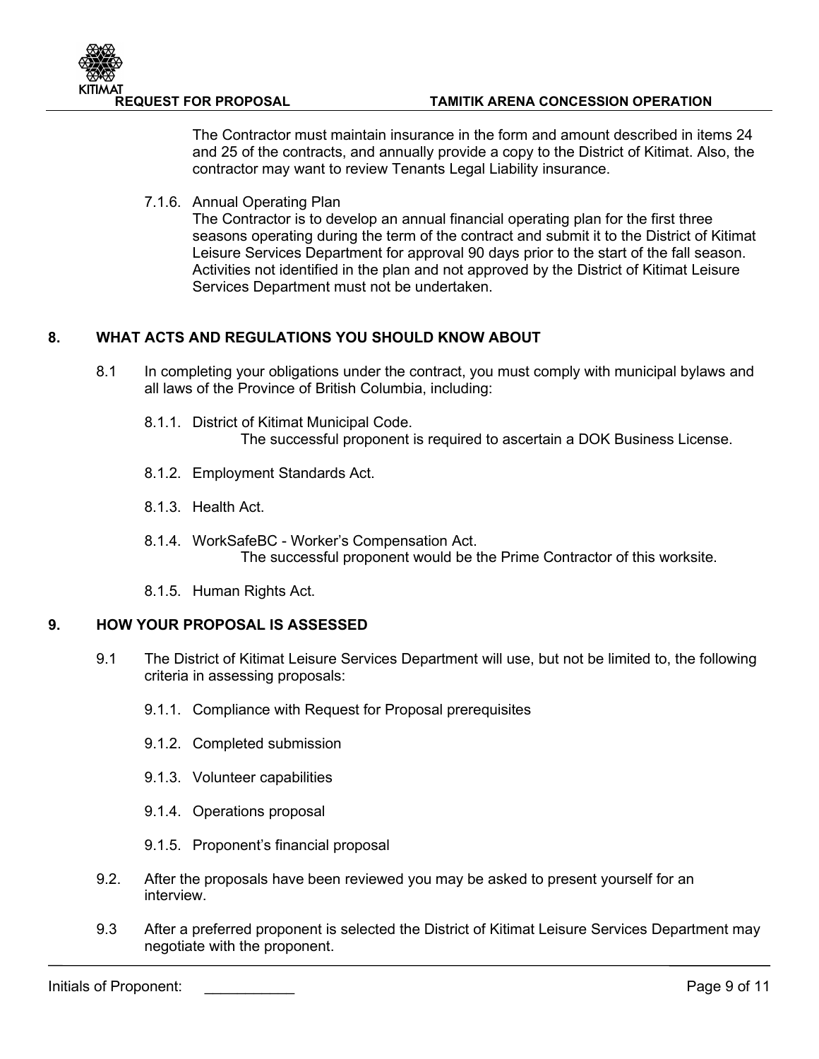The Contractor must maintain insurance in the form and amount described in items 24 and 25 of the contracts, and annually provide a copy to the District of Kitimat. Also, the contractor may want to review Tenants Legal Liability insurance.

7.1.6. Annual Operating Plan
The Contractor is to develop an annual financial operating plan for the first three seasons operating during the term of the contract and submit it to the District of Kitimat Leisure Services Department for approval 90 days prior to the start of the fall season. Activities not identified in the plan and not approved by the District of Kitimat Leisure Services Department must not be undertaken.

## 8. WHAT ACTS AND REGULATIONS YOU SHOULD KNOW ABOUT

8.1 In completing your obligations under the contract, you must comply with municipal bylaws and all laws of the Province of British Columbia, including:

8.1.1. District of Kitimat Municipal Code.
The successful proponent is required to ascertain a DOK Business License.

8.1.2. Employment Standards Act.

8.1.3. Health Act.

8.1.4. WorkSafeBC - Worker's Compensation Act.
The successful proponent would be the Prime Contractor of this worksite.

8.1.5. Human Rights Act.

## 9. HOW YOUR PROPOSAL IS ASSESSED

9.1 The District of Kitimat Leisure Services Department will use, but not be limited to, the following criteria in assessing proposals:

9.1.1. Compliance with Request for Proposal prerequisites

9.1.2. Completed submission

9.1.3. Volunteer capabilities

9.1.4. Operations proposal

9.1.5. Proponent's financial proposal

9.2. After the proposals have been reviewed you may be asked to present yourself for an interview.

9.3 After a preferred proponent is selected the District of Kitimat Leisure Services Department may negotiate with the proponent.

Initials of Proponent: __________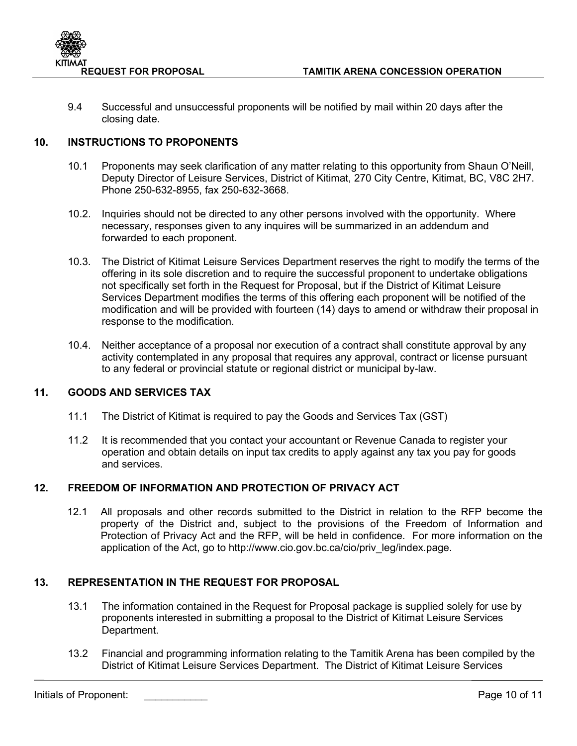9.4 Successful and unsuccessful proponents will be notified by mail within 20 days after the closing date.

## 10. INSTRUCTIONS TO PROPONENTS

10.1 Proponents may seek clarification of any matter relating to this opportunity from Shaun O'Neill, Deputy Director of Leisure Services, District of Kitimat, 270 City Centre, Kitimat, BC, V8C 2H7. Phone 250-632-8955, fax 250-632-3668.

10.2. Inquiries should not be directed to any other persons involved with the opportunity. Where necessary, responses given to any inquires will be summarized in an addendum and forwarded to each proponent.

10.3. The District of Kitimat Leisure Services Department reserves the right to modify the terms of the offering in its sole discretion and to require the successful proponent to undertake obligations not specifically set forth in the Request for Proposal, but if the District of Kitimat Leisure Services Department modifies the terms of this offering each proponent will be notified of the modification and will be provided with fourteen (14) days to amend or withdraw their proposal in response to the modification.

10.4. Neither acceptance of a proposal nor execution of a contract shall constitute approval by any activity contemplated in any proposal that requires any approval, contract or license pursuant to any federal or provincial statute or regional district or municipal by-law.

## 11. GOODS AND SERVICES TAX

11.1 The District of Kitimat is required to pay the Goods and Services Tax (GST)

11.2 It is recommended that you contact your accountant or Revenue Canada to register your operation and obtain details on input tax credits to apply against any tax you pay for goods and services.

## 12. FREEDOM OF INFORMATION AND PROTECTION OF PRIVACY ACT

12.1 All proposals and other records submitted to the District in relation to the RFP become the property of the District and, subject to the provisions of the Freedom of Information and Protection of Privacy Act and the RFP, will be held in confidence. For more information on the application of the Act, go to http://www.cio.gov.bc.ca/cio/priv_leg/index.page.

## 13. REPRESENTATION IN THE REQUEST FOR PROPOSAL

13.1 The information contained in the Request for Proposal package is supplied solely for use by proponents interested in submitting a proposal to the District of Kitimat Leisure Services Department.

13.2 Financial and programming information relating to the Tamitik Arena has been compiled by the District of Kitimat Leisure Services Department. The District of Kitimat Leisure Services

Initials of Proponent: ___________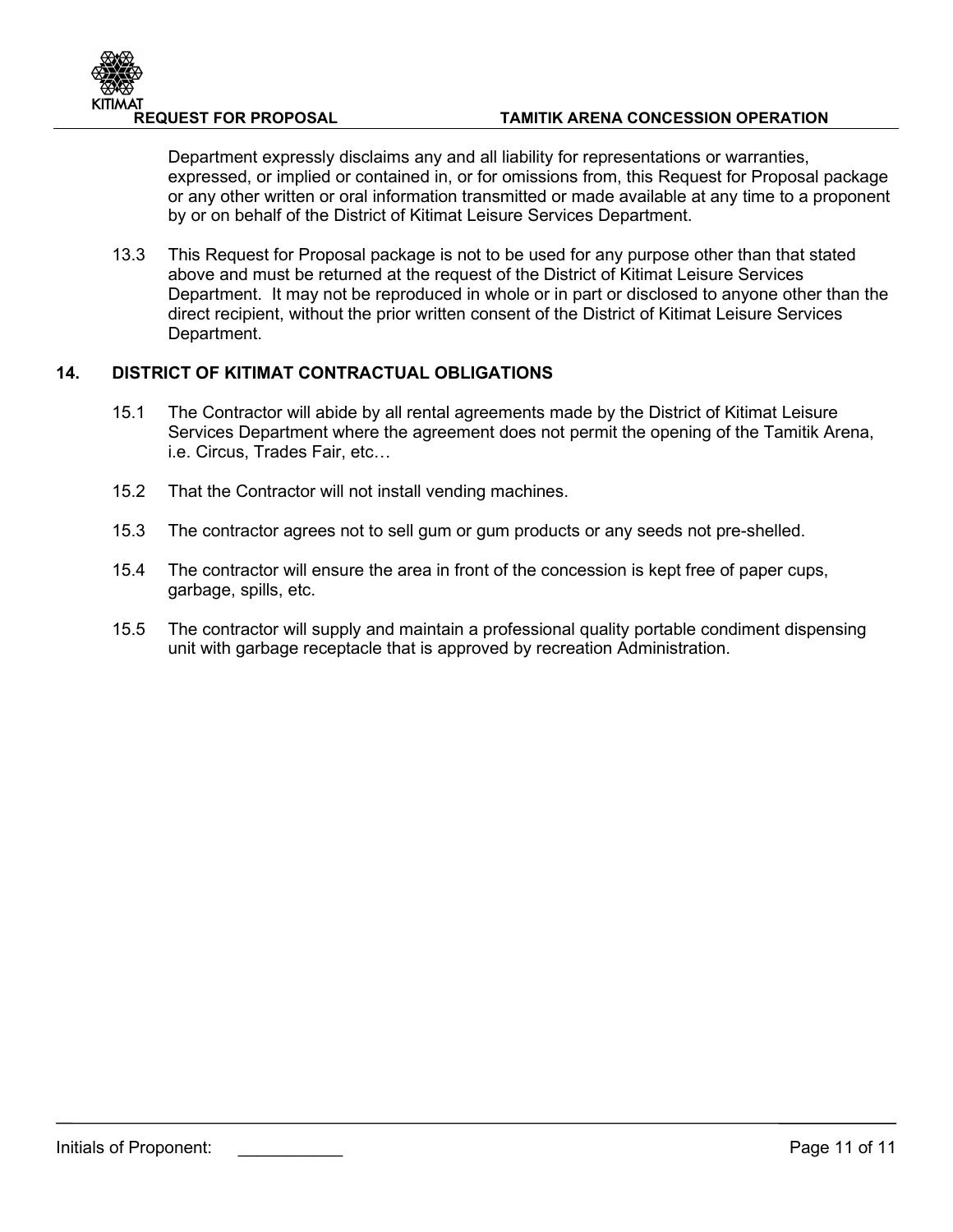Department expressly disclaims any and all liability for representations or warranties, expressed, or implied or contained in, or for omissions from, this Request for Proposal package or any other written or oral information transmitted or made available at any time to a proponent by or on behalf of the District of Kitimat Leisure Services Department.

13.3 This Request for Proposal package is not to be used for any purpose other than that stated above and must be returned at the request of the District of Kitimat Leisure Services Department. It may not be reproduced in whole or in part or disclosed to anyone other than the direct recipient, without the prior written consent of the District of Kitimat Leisure Services Department.

## 14. DISTRICT OF KITIMAT CONTRACTUAL OBLIGATIONS

15.1 The Contractor will abide by all rental agreements made by the District of Kitimat Leisure Services Department where the agreement does not permit the opening of the Tamitik Arena, i.e. Circus, Trades Fair, etc…

15.2 That the Contractor will not install vending machines.

15.3 The contractor agrees not to sell gum or gum products or any seeds not pre-shelled.

15.4 The contractor will ensure the area in front of the concession is kept free of paper cups, garbage, spills, etc.

15.5 The contractor will supply and maintain a professional quality portable condiment dispensing unit with garbage receptacle that is approved by recreation Administration.

Initials of Proponent: ___________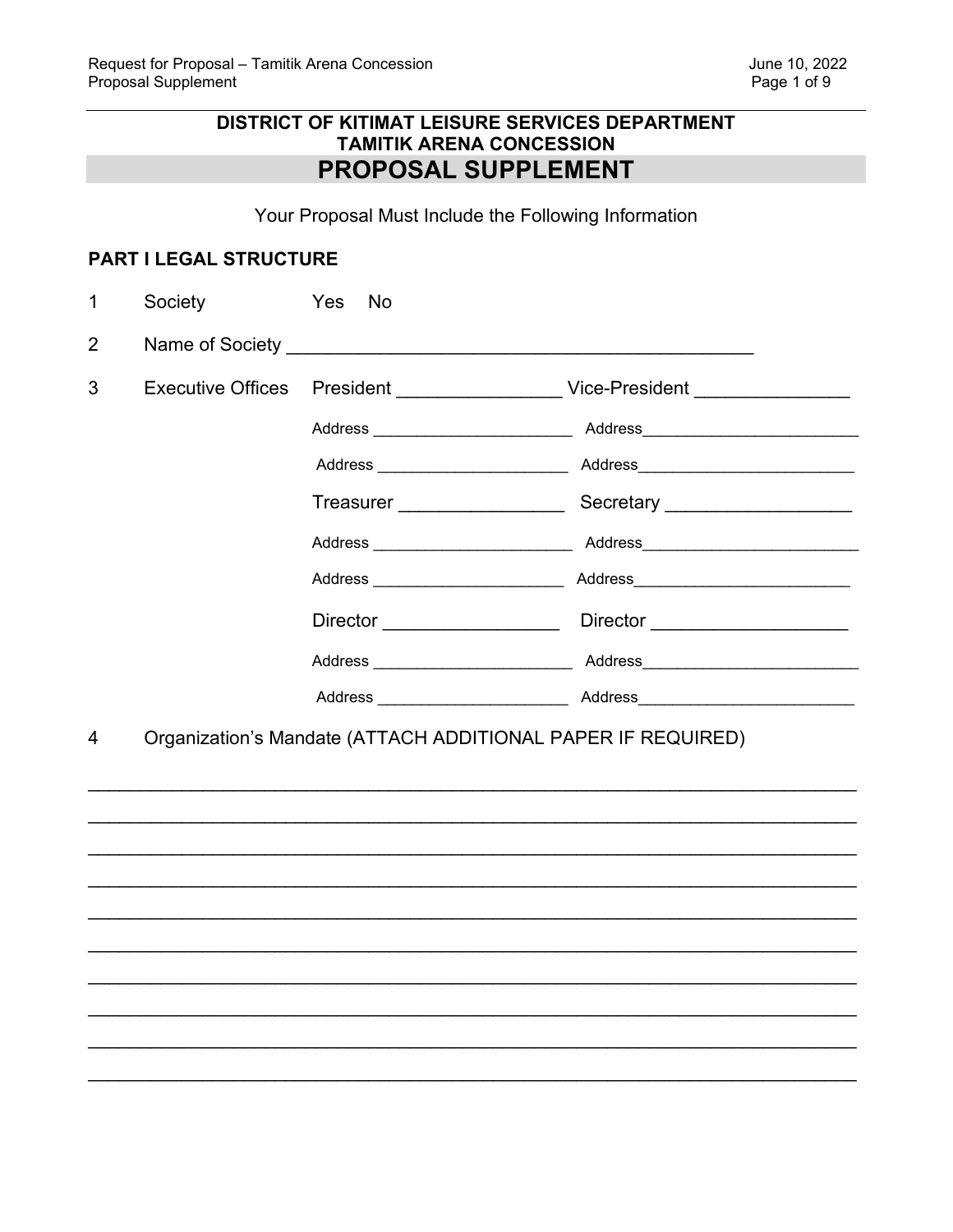**DISTRICT OF KITIMAT LEISURE SERVICES DEPARTMENT**
**TAMITIK ARENA CONCESSION**

# PROPOSAL SUPPLEMENT

Your Proposal Must Include the Following Information

## PART I LEGAL STRUCTURE

1 Society Yes No

2 Name of Society ____________________________________________

3 Executive Offices

| | |
|---|---|
| President _______________ | Vice-President ______________ |
| Address _______________________ | Address________________________ |
| Address _____________________ | Address________________________ |
| Treasurer _______________ | Secretary _________________ |
| Address _______________________ | Address________________________ |
| Address _____________________ | Address________________________ |
| Director ________________ | Director __________________ |
| Address _______________________ | Address________________________ |
| Address _____________________ | Address________________________ |

4 Organization's Mandate (ATTACH ADDITIONAL PAPER IF REQUIRED)

________________________________________________________________________

________________________________________________________________________

________________________________________________________________________

________________________________________________________________________

________________________________________________________________________

________________________________________________________________________

________________________________________________________________________

________________________________________________________________________

________________________________________________________________________

________________________________________________________________________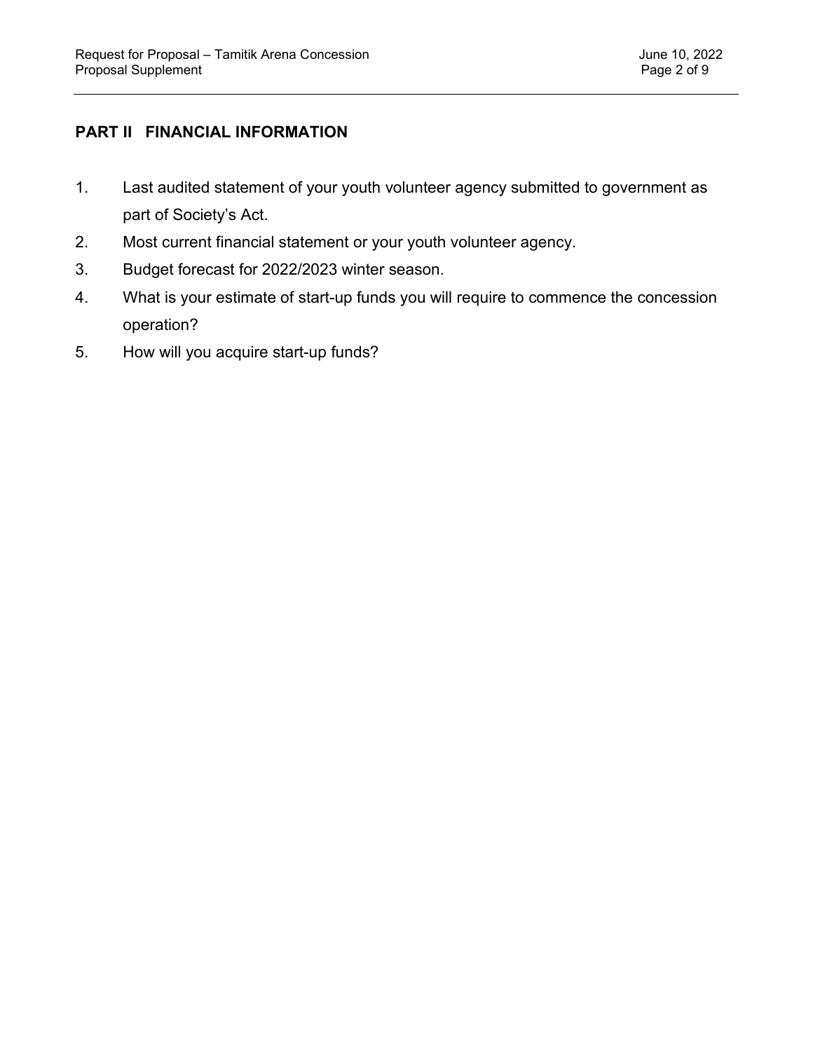## PART II FINANCIAL INFORMATION

1. Last audited statement of your youth volunteer agency submitted to government as part of Society's Act.
2. Most current financial statement or your youth volunteer agency.
3. Budget forecast for 2022/2023 winter season.
4. What is your estimate of start-up funds you will require to commence the concession operation?
5. How will you acquire start-up funds?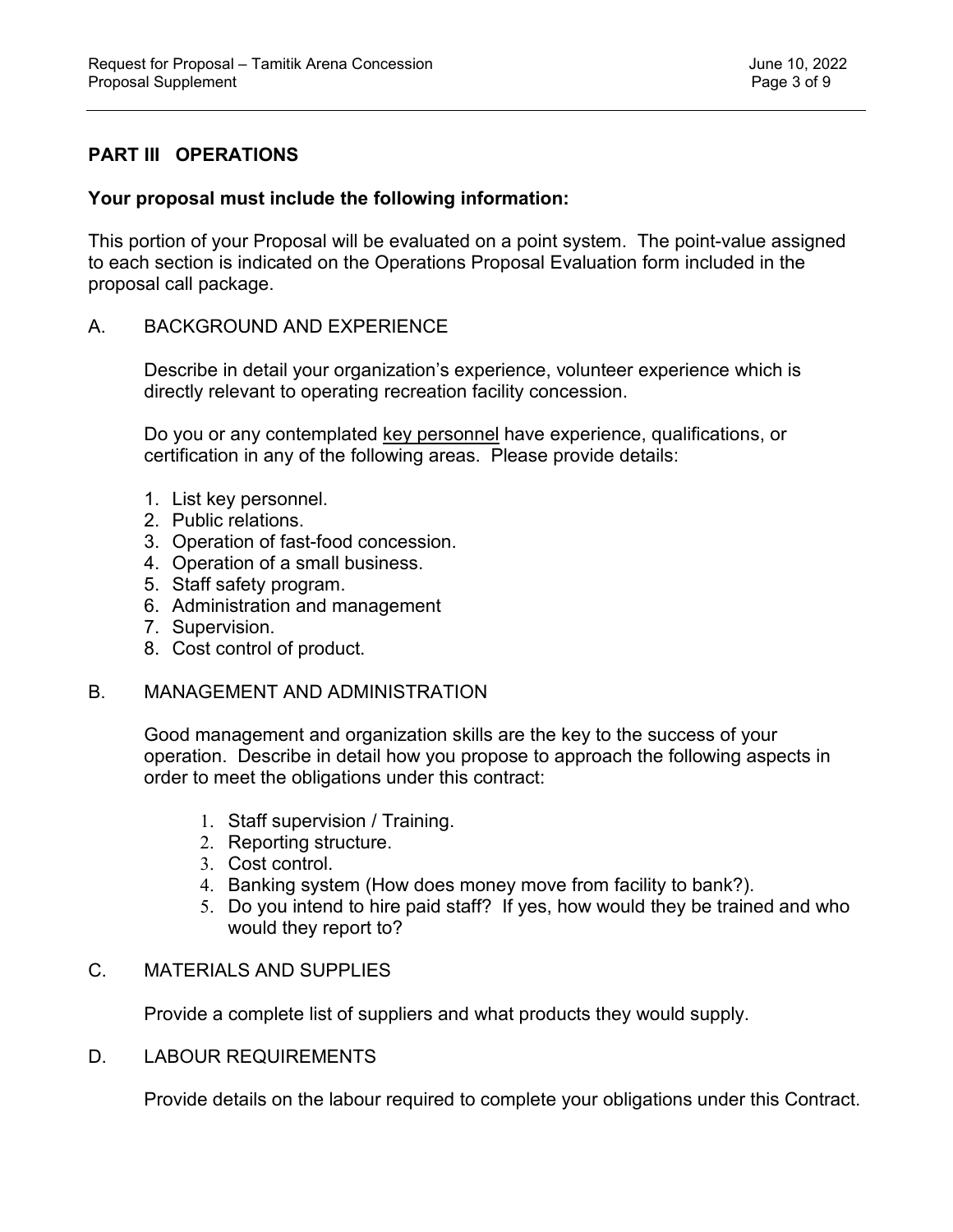## PART III OPERATIONS

**Your proposal must include the following information:**

This portion of your Proposal will be evaluated on a point system. The point-value assigned to each section is indicated on the Operations Proposal Evaluation form included in the proposal call package.

### A. BACKGROUND AND EXPERIENCE

Describe in detail your organization's experience, volunteer experience which is directly relevant to operating recreation facility concession.

Do you or any contemplated key personnel have experience, qualifications, or certification in any of the following areas. Please provide details:

1. List key personnel.
2. Public relations.
3. Operation of fast-food concession.
4. Operation of a small business.
5. Staff safety program.
6. Administration and management
7. Supervision.
8. Cost control of product.

### B. MANAGEMENT AND ADMINISTRATION

Good management and organization skills are the key to the success of your operation. Describe in detail how you propose to approach the following aspects in order to meet the obligations under this contract:

1. Staff supervision / Training.
2. Reporting structure.
3. Cost control.
4. Banking system (How does money move from facility to bank?).
5. Do you intend to hire paid staff? If yes, how would they be trained and who would they report to?

### C. MATERIALS AND SUPPLIES

Provide a complete list of suppliers and what products they would supply.

### D. LABOUR REQUIREMENTS

Provide details on the labour required to complete your obligations under this Contract.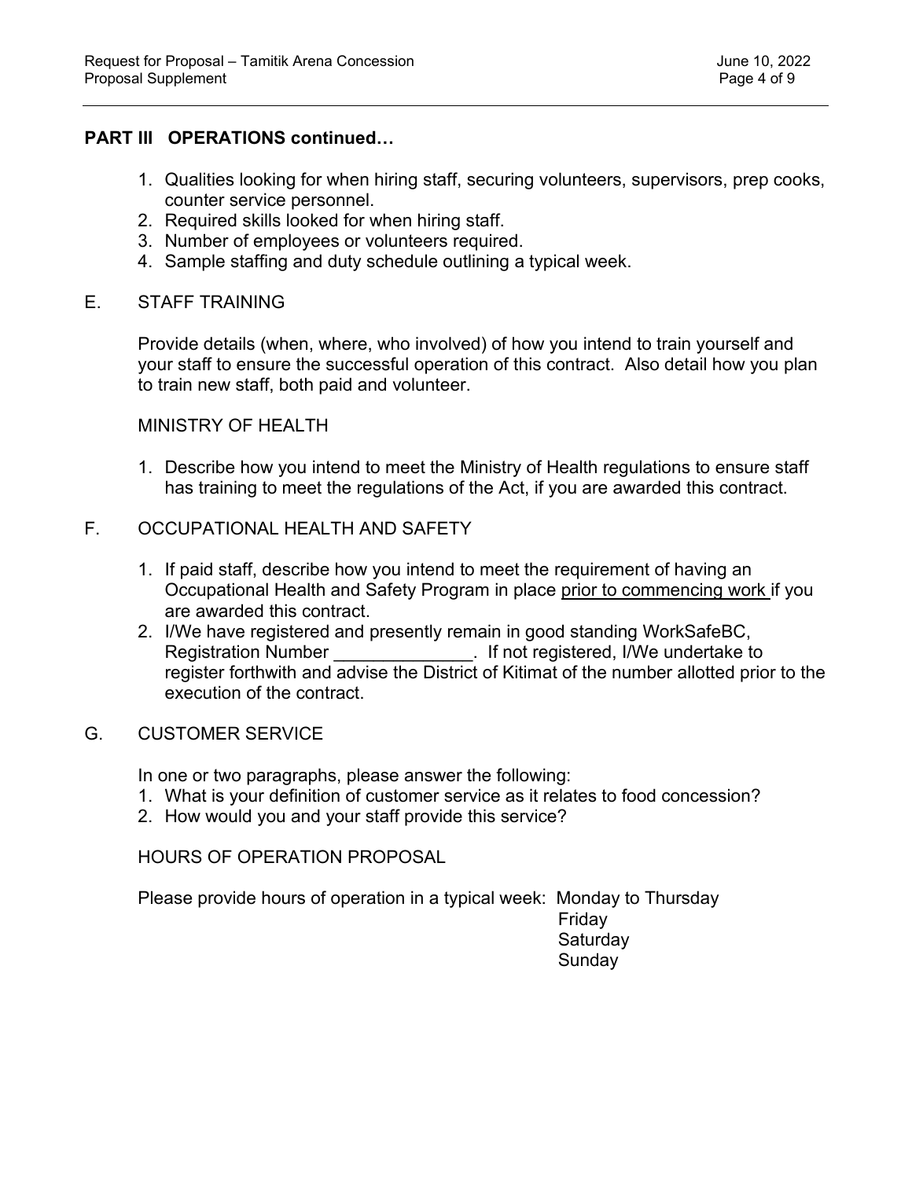## PART III OPERATIONS continued…

1. Qualities looking for when hiring staff, securing volunteers, supervisors, prep cooks, counter service personnel.
2. Required skills looked for when hiring staff.
3. Number of employees or volunteers required.
4. Sample staffing and duty schedule outlining a typical week.

### E. STAFF TRAINING

Provide details (when, where, who involved) of how you intend to train yourself and your staff to ensure the successful operation of this contract. Also detail how you plan to train new staff, both paid and volunteer.

MINISTRY OF HEALTH

1. Describe how you intend to meet the Ministry of Health regulations to ensure staff has training to meet the regulations of the Act, if you are awarded this contract.

### F. OCCUPATIONAL HEALTH AND SAFETY

1. If paid staff, describe how you intend to meet the requirement of having an Occupational Health and Safety Program in place prior to commencing work if you are awarded this contract.
2. I/We have registered and presently remain in good standing WorkSafeBC, Registration Number ______________. If not registered, I/We undertake to register forthwith and advise the District of Kitimat of the number allotted prior to the execution of the contract.

### G. CUSTOMER SERVICE

In one or two paragraphs, please answer the following:

1. What is your definition of customer service as it relates to food concession?
2. How would you and your staff provide this service?

HOURS OF OPERATION PROPOSAL

Please provide hours of operation in a typical week: Monday to Thursday
Friday
Saturday
Sunday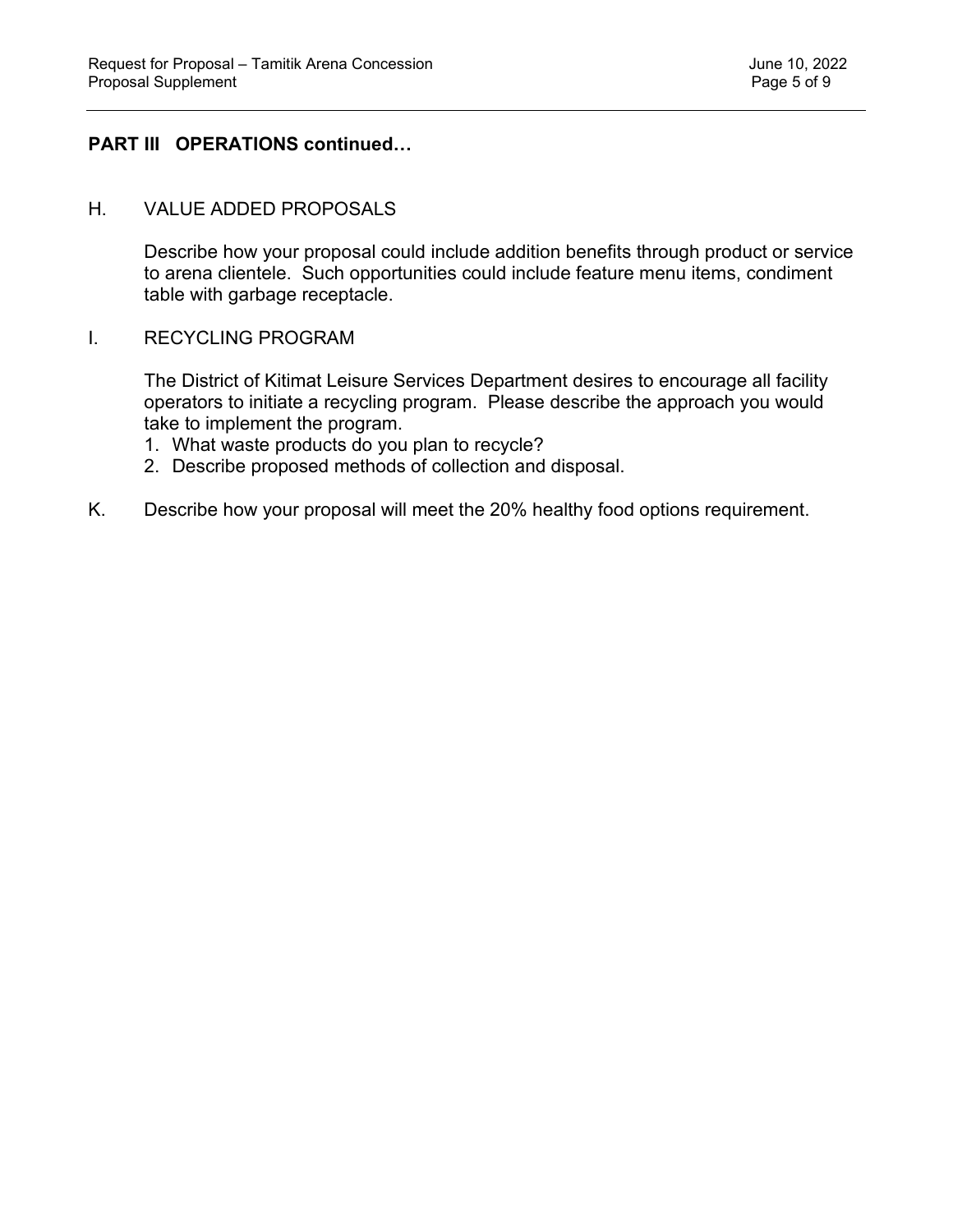**PART III OPERATIONS continued…**

H. VALUE ADDED PROPOSALS

Describe how your proposal could include addition benefits through product or service to arena clientele. Such opportunities could include feature menu items, condiment table with garbage receptacle.

I. RECYCLING PROGRAM

The District of Kitimat Leisure Services Department desires to encourage all facility operators to initiate a recycling program. Please describe the approach you would take to implement the program.

1. What waste products do you plan to recycle?
2. Describe proposed methods of collection and disposal.

K. Describe how your proposal will meet the 20% healthy food options requirement.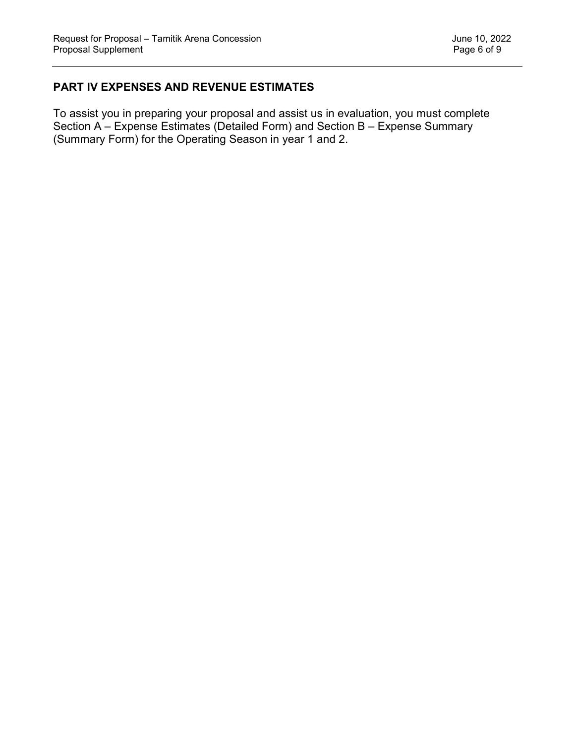## PART IV EXPENSES AND REVENUE ESTIMATES

To assist you in preparing your proposal and assist us in evaluation, you must complete Section A – Expense Estimates (Detailed Form) and Section B – Expense Summary (Summary Form) for the Operating Season in year 1 and 2.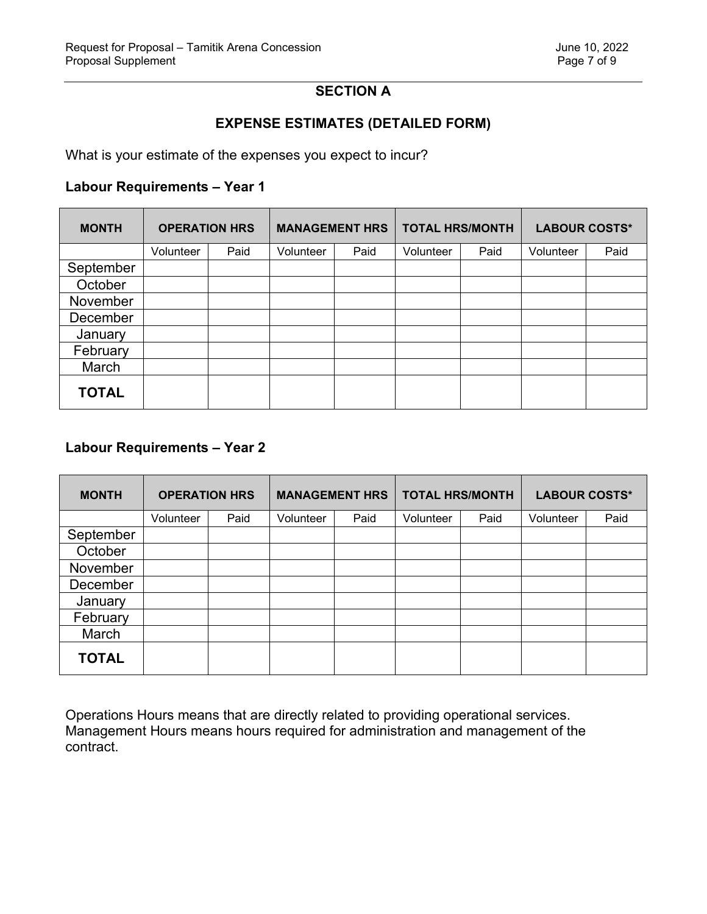## SECTION A

## EXPENSE ESTIMATES (DETAILED FORM)

What is your estimate of the expenses you expect to incur?

**Labour Requirements – Year 1**

| MONTH | OPERATION HRS | | MANAGEMENT HRS | | TOTAL HRS/MONTH | | LABOUR COSTS* | |
|---|---|---|---|---|---|---|---|---|
| | Volunteer | Paid | Volunteer | Paid | Volunteer | Paid | Volunteer | Paid |
| September | | | | | | | | |
| October | | | | | | | | |
| November | | | | | | | | |
| December | | | | | | | | |
| January | | | | | | | | |
| February | | | | | | | | |
| March | | | | | | | | |
| **TOTAL** | | | | | | | | |

**Labour Requirements – Year 2**

| MONTH | OPERATION HRS | | MANAGEMENT HRS | | TOTAL HRS/MONTH | | LABOUR COSTS* | |
|---|---|---|---|---|---|---|---|---|
| | Volunteer | Paid | Volunteer | Paid | Volunteer | Paid | Volunteer | Paid |
| September | | | | | | | | |
| October | | | | | | | | |
| November | | | | | | | | |
| December | | | | | | | | |
| January | | | | | | | | |
| February | | | | | | | | |
| March | | | | | | | | |
| **TOTAL** | | | | | | | | |

Operations Hours means that are directly related to providing operational services. Management Hours means hours required for administration and management of the contract.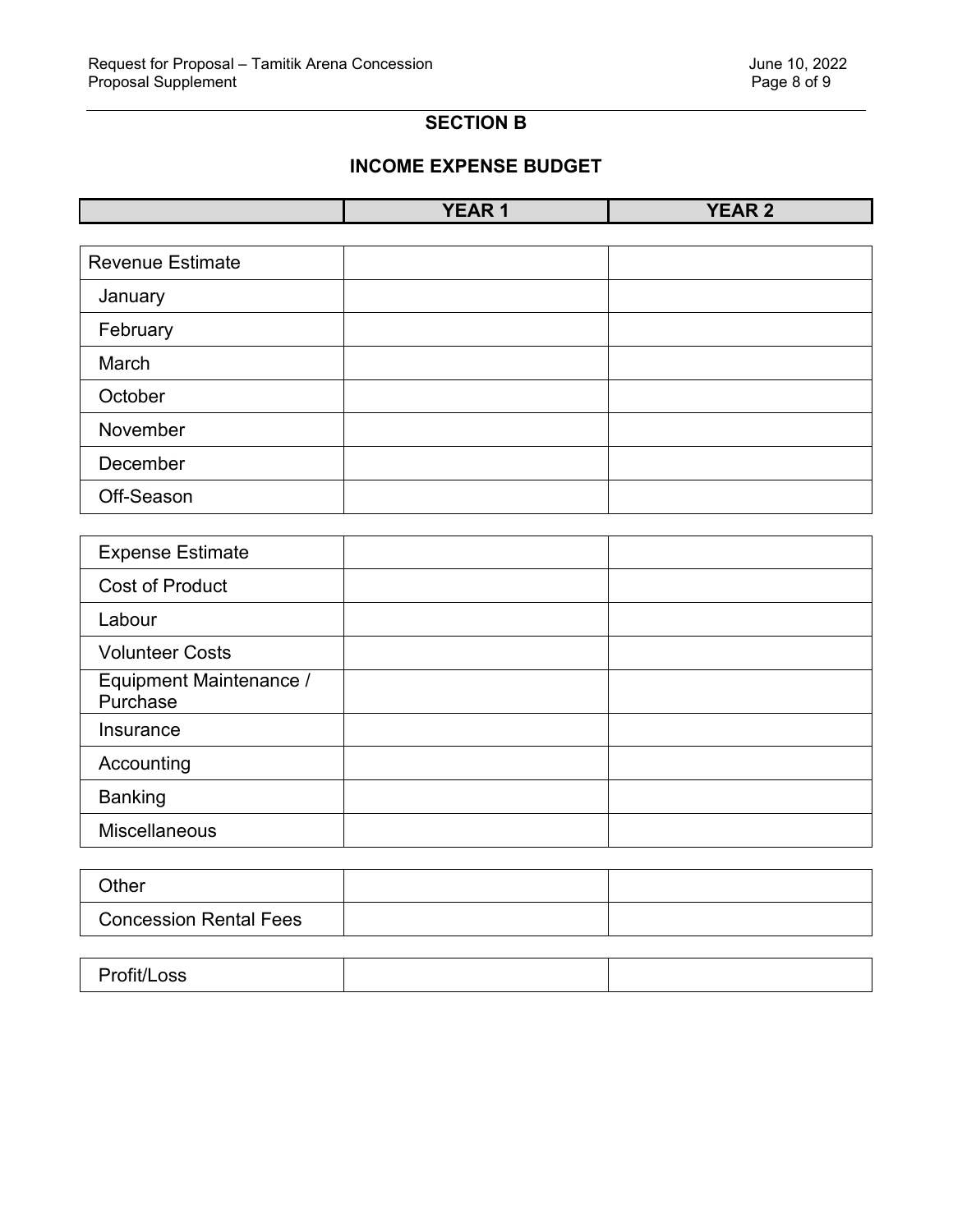## SECTION B

## INCOME EXPENSE BUDGET

| | YEAR 1 | YEAR 2 |
|---|---|---|
| Revenue Estimate | | |
| January | | |
| February | | |
| March | | |
| October | | |
| November | | |
| December | | |
| Off-Season | | |
| Expense Estimate | | |
| Cost of Product | | |
| Labour | | |
| Volunteer Costs | | |
| Equipment Maintenance / Purchase | | |
| Insurance | | |
| Accounting | | |
| Banking | | |
| Miscellaneous | | |
| Other | | |
| Concession Rental Fees | | |
| Profit/Loss | | |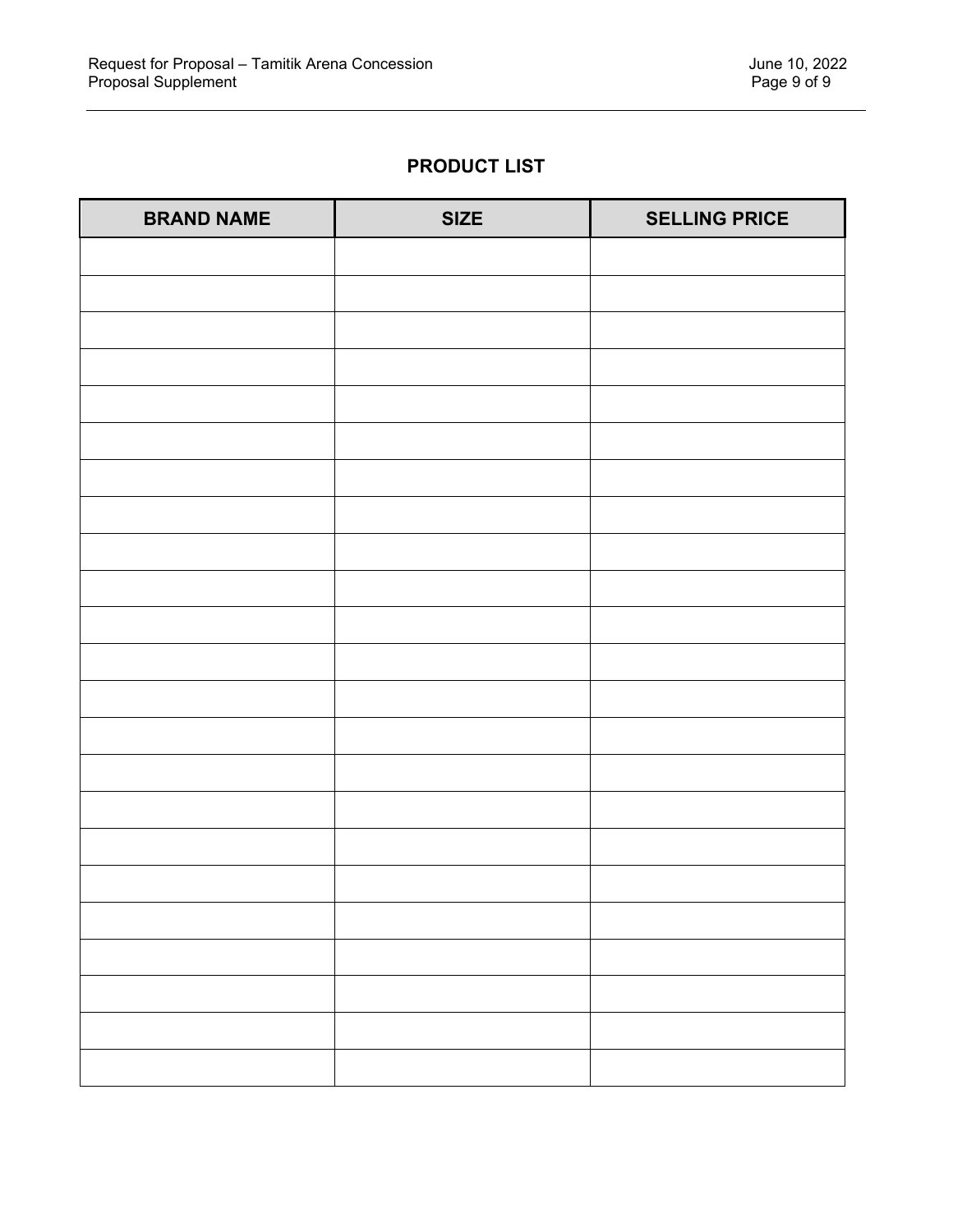## PRODUCT LIST

| BRAND NAME | SIZE | SELLING PRICE |
|---|---|---|
| | | |
| | | |
| | | |
| | | |
| | | |
| | | |
| | | |
| | | |
| | | |
| | | |
| | | |
| | | |
| | | |
| | | |
| | | |
| | | |
| | | |
| | | |
| | | |
| | | |
| | | |
| | | |
| | | |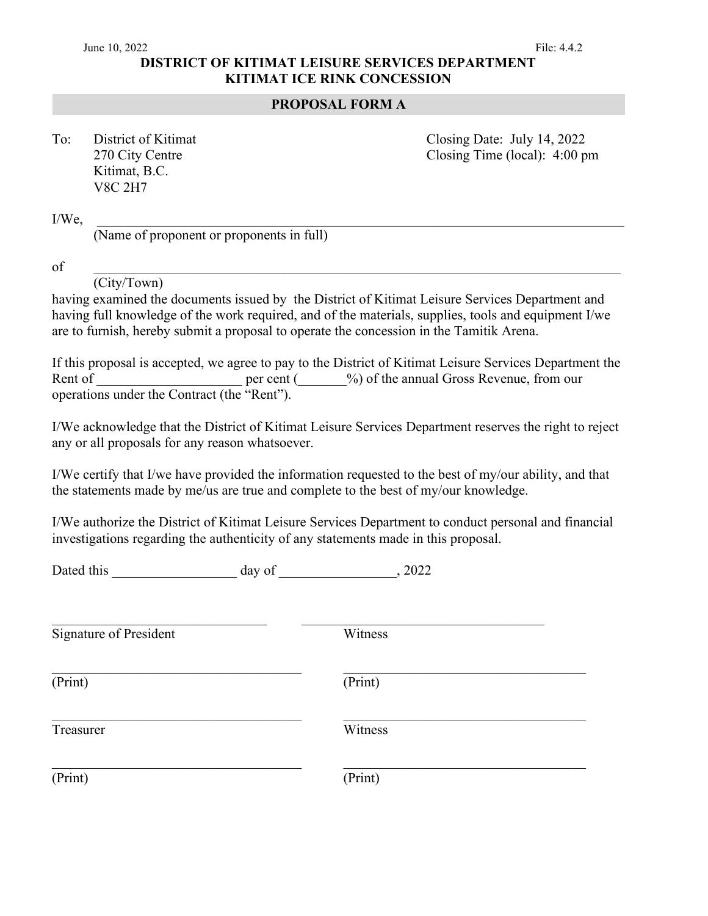June 10, 2022 File: 4.4.2

**DISTRICT OF KITIMAT LEISURE SERVICES DEPARTMENT**
**KITIMAT ICE RINK CONCESSION**

## PROPOSAL FORM A

To: District of Kitimat
270 City Centre
Kitimat, B.C.
V8C 2H7

Closing Date: July 14, 2022
Closing Time (local): 4:00 pm

I/We, ______________________________________________________________________________
(Name of proponent or proponents in full)

of ______________________________________________________________________________
(City/Town)

having examined the documents issued by the District of Kitimat Leisure Services Department and having full knowledge of the work required, and of the materials, supplies, tools and equipment I/we are to furnish, hereby submit a proposal to operate the concession in the Tamitik Arena.

If this proposal is accepted, we agree to pay to the District of Kitimat Leisure Services Department the Rent of _____________________ per cent (_______%) of the annual Gross Revenue, from our operations under the Contract (the "Rent").

I/We acknowledge that the District of Kitimat Leisure Services Department reserves the right to reject any or all proposals for any reason whatsoever.

I/We certify that I/we have provided the information requested to the best of my/our ability, and that the statements made by me/us are true and complete to the best of my/our knowledge.

I/We authorize the District of Kitimat Leisure Services Department to conduct personal and financial investigations regarding the authenticity of any statements made in this proposal.

Dated this __________________ day of _________________, 2022

| | |
|---|---|
| ________________________________ | ________________________________ |
| Signature of President | Witness |
| ________________________________ | ________________________________ |
| (Print) | (Print) |
| ________________________________ | ________________________________ |
| Treasurer | Witness |
| ________________________________ | ________________________________ |
| (Print) | (Print) |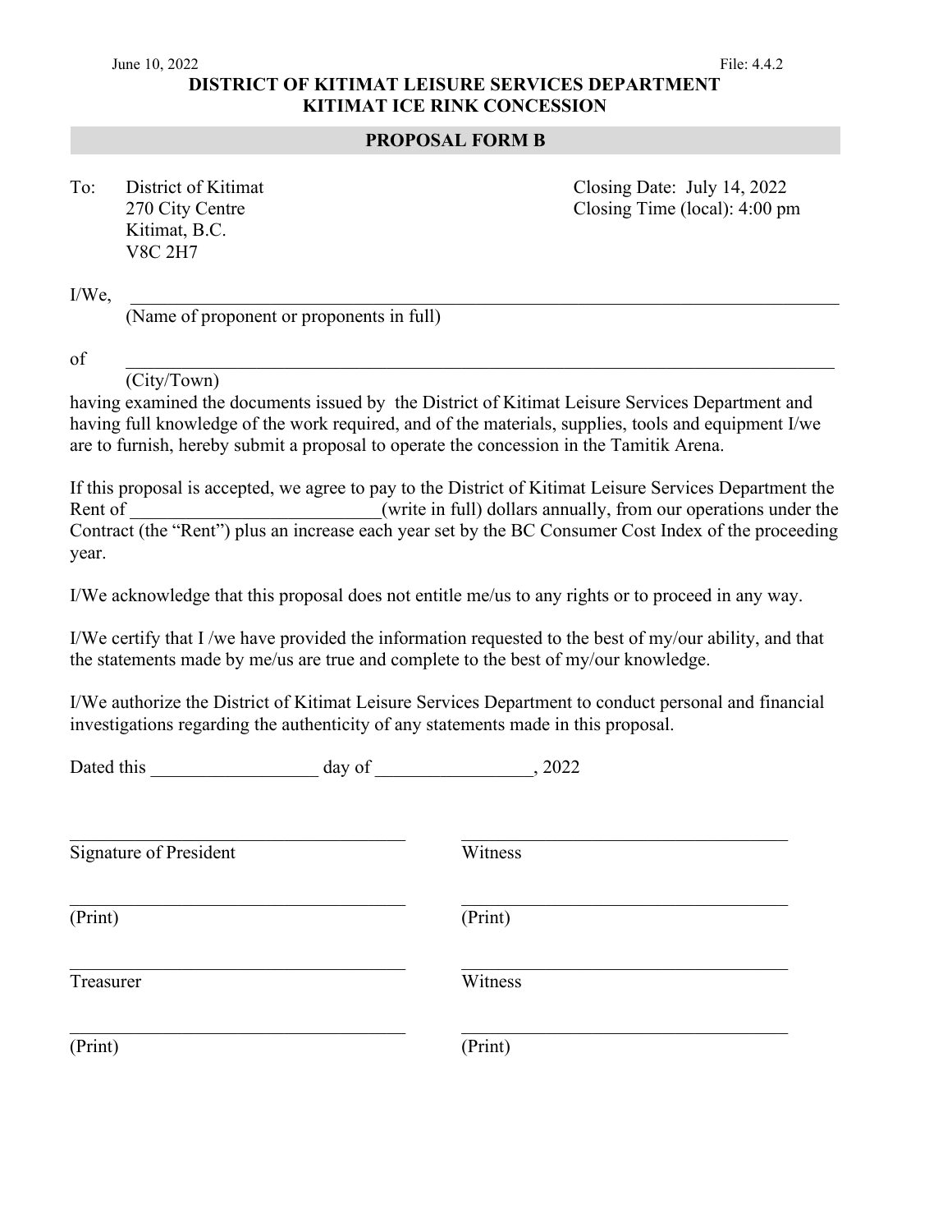June 10, 2022 File: 4.4.2

**DISTRICT OF KITIMAT LEISURE SERVICES DEPARTMENT**
**KITIMAT ICE RINK CONCESSION**

## PROPOSAL FORM B

To: District of Kitimat
270 City Centre
Kitimat, B.C.
V8C 2H7

Closing Date: July 14, 2022
Closing Time (local): 4:00 pm

I/We, ______________________________________________________________________________
(Name of proponent or proponents in full)

of ______________________________________________________________________________
(City/Town)

having examined the documents issued by the District of Kitimat Leisure Services Department and having full knowledge of the work required, and of the materials, supplies, tools and equipment I/we are to furnish, hereby submit a proposal to operate the concession in the Tamitik Arena.

If this proposal is accepted, we agree to pay to the District of Kitimat Leisure Services Department the Rent of ___________________________(write in full) dollars annually, from our operations under the Contract (the "Rent") plus an increase each year set by the BC Consumer Cost Index of the proceeding year.

I/We acknowledge that this proposal does not entitle me/us to any rights or to proceed in any way.

I/We certify that I /we have provided the information requested to the best of my/our ability, and that the statements made by me/us are true and complete to the best of my/our knowledge.

I/We authorize the District of Kitimat Leisure Services Department to conduct personal and financial investigations regarding the authenticity of any statements made in this proposal.

Dated this __________________ day of _________________, 2022

| | |
|---|---|
| ____________________________________ | ____________________________________ |
| Signature of President | Witness |
| ____________________________________ | ____________________________________ |
| (Print) | (Print) |
| ____________________________________ | ____________________________________ |
| Treasurer | Witness |
| ____________________________________ | ____________________________________ |
| (Print) | (Print) |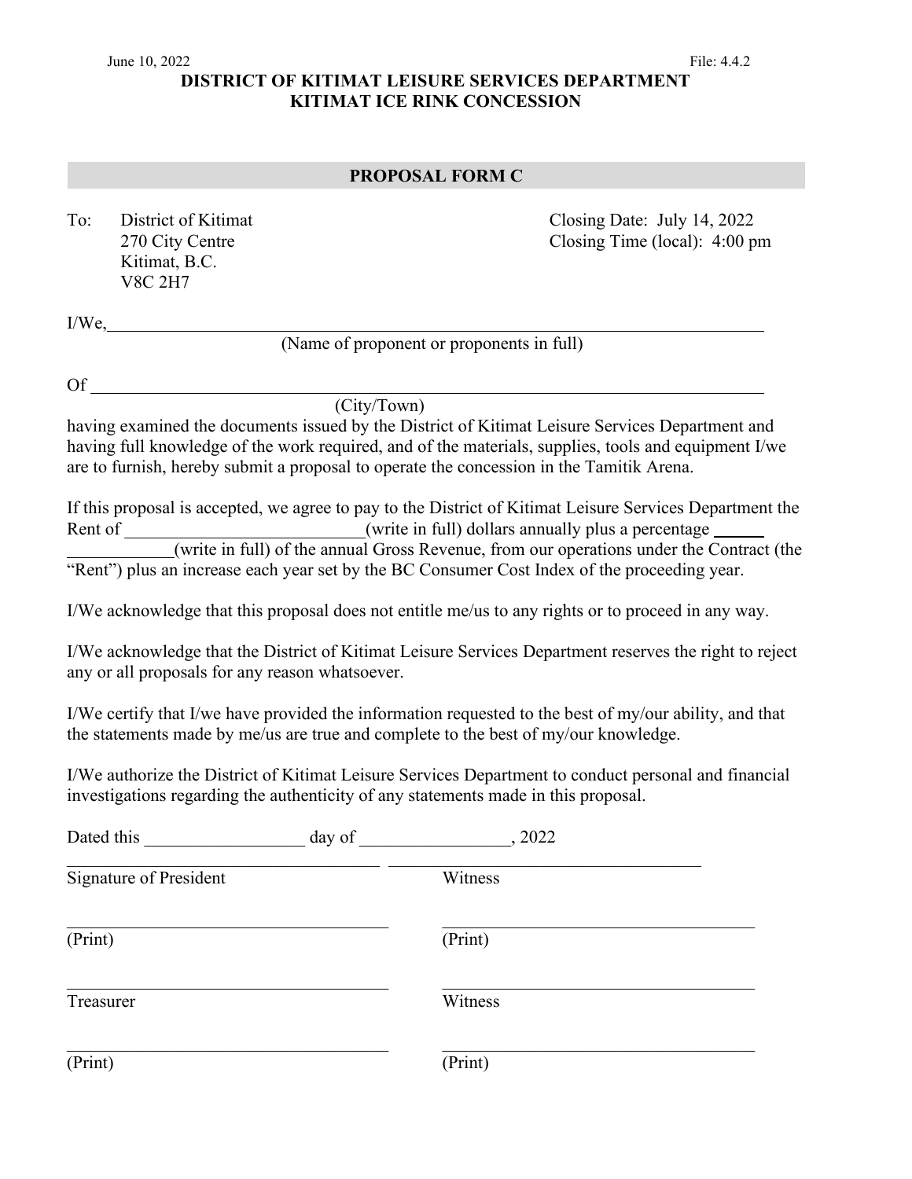June 10, 2022 File: 4.4.2

**DISTRICT OF KITIMAT LEISURE SERVICES DEPARTMENT**
**KITIMAT ICE RINK CONCESSION**

## PROPOSAL FORM C

To: District of Kitimat
270 City Centre
Kitimat, B.C.
V8C 2H7

Closing Date: July 14, 2022
Closing Time (local): 4:00 pm

I/We, \_\_\_\_\_\_\_\_\_\_\_\_\_\_\_\_\_\_\_\_\_\_\_\_\_\_\_\_\_\_\_\_\_\_\_\_\_\_\_\_\_\_\_\_\_\_\_\_\_\_\_\_\_\_\_\_\_\_\_\_
(Name of proponent or proponents in full)

Of \_\_\_\_\_\_\_\_\_\_\_\_\_\_\_\_\_\_\_\_\_\_\_\_\_\_\_\_\_\_\_\_\_\_\_\_\_\_\_\_\_\_\_\_\_\_\_\_\_\_\_\_\_\_\_\_\_\_\_\_
(City/Town)

having examined the documents issued by the District of Kitimat Leisure Services Department and having full knowledge of the work required, and of the materials, supplies, tools and equipment I/we are to furnish, hereby submit a proposal to operate the concession in the Tamitik Arena.

If this proposal is accepted, we agree to pay to the District of Kitimat Leisure Services Department the Rent of \_\_\_\_\_\_\_\_\_\_\_\_\_\_\_\_\_\_\_\_\_\_\_\_(write in full) dollars annually plus a percentage \_\_\_\_\_\_ \_\_\_\_\_\_\_\_\_\_\_\_(write in full) of the annual Gross Revenue, from our operations under the Contract (the "Rent") plus an increase each year set by the BC Consumer Cost Index of the proceeding year.

I/We acknowledge that this proposal does not entitle me/us to any rights or to proceed in any way.

I/We acknowledge that the District of Kitimat Leisure Services Department reserves the right to reject any or all proposals for any reason whatsoever.

I/We certify that I/we have provided the information requested to the best of my/our ability, and that the statements made by me/us are true and complete to the best of my/our knowledge.

I/We authorize the District of Kitimat Leisure Services Department to conduct personal and financial investigations regarding the authenticity of any statements made in this proposal.

Dated this \_\_\_\_\_\_\_\_\_\_\_\_\_\_\_\_\_\_ day of \_\_\_\_\_\_\_\_\_\_\_\_\_\_\_\_\_, 2022

| | |
|---|---|
| \_\_\_\_\_\_\_\_\_\_\_\_\_\_\_\_\_\_\_\_\_\_\_\_\_\_\_\_\_\_\_\_ | \_\_\_\_\_\_\_\_\_\_\_\_\_\_\_\_\_\_\_\_\_\_\_\_\_\_\_\_\_\_\_\_ |
| Signature of President | Witness |
| \_\_\_\_\_\_\_\_\_\_\_\_\_\_\_\_\_\_\_\_\_\_\_\_\_\_\_\_\_\_\_\_ | \_\_\_\_\_\_\_\_\_\_\_\_\_\_\_\_\_\_\_\_\_\_\_\_\_\_\_\_\_\_\_\_ |
| (Print) | (Print) |
| \_\_\_\_\_\_\_\_\_\_\_\_\_\_\_\_\_\_\_\_\_\_\_\_\_\_\_\_\_\_\_\_ | \_\_\_\_\_\_\_\_\_\_\_\_\_\_\_\_\_\_\_\_\_\_\_\_\_\_\_\_\_\_\_\_ |
| Treasurer | Witness |
| \_\_\_\_\_\_\_\_\_\_\_\_\_\_\_\_\_\_\_\_\_\_\_\_\_\_\_\_\_\_\_\_ | \_\_\_\_\_\_\_\_\_\_\_\_\_\_\_\_\_\_\_\_\_\_\_\_\_\_\_\_\_\_\_\_ |
| (Print) | (Print) |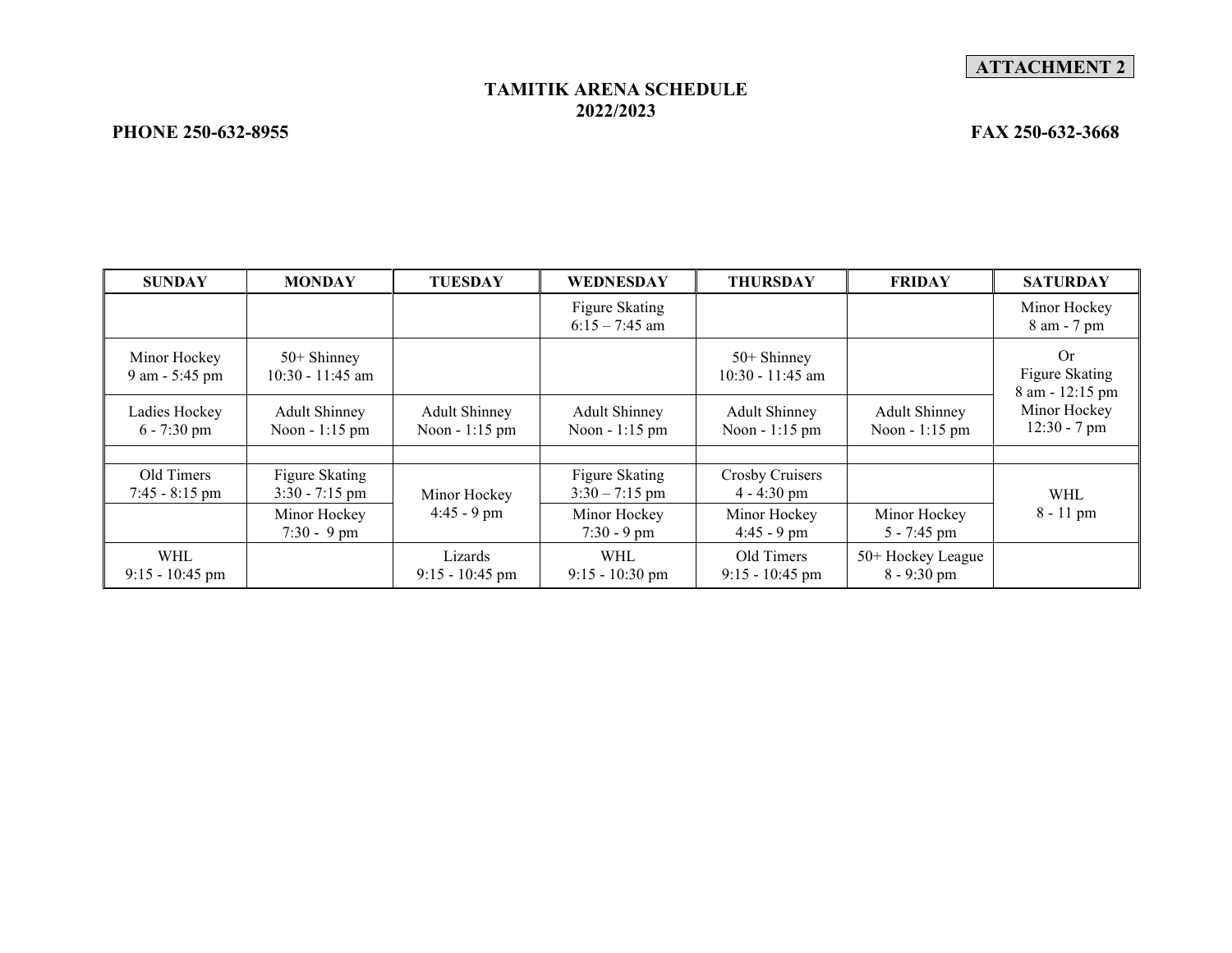**ATTACHMENT 2**

# TAMITIK ARENA SCHEDULE
## 2022/2023

**PHONE 250-632-8955** **FAX 250-632-3668**

| SUNDAY | MONDAY | TUESDAY | WEDNESDAY | THURSDAY | FRIDAY | SATURDAY |
|---|---|---|---|---|---|---|
| | | | Figure Skating 6:15 – 7:45 am | | | Minor Hockey 8 am - 7 pm |
| Minor Hockey 9 am - 5:45 pm | 50+ Shinney 10:30 - 11:45 am | | | 50+ Shinney 10:30 - 11:45 am | | Or Figure Skating 8 am - 12:15 pm Minor Hockey 12:30 - 7 pm |
| Ladies Hockey 6 - 7:30 pm | Adult Shinney Noon - 1:15 pm | Adult Shinney Noon - 1:15 pm | Adult Shinney Noon - 1:15 pm | Adult Shinney Noon - 1:15 pm | Adult Shinney Noon - 1:15 pm | |
| | | | | | | |
| Old Timers 7:45 - 8:15 pm | Figure Skating 3:30 - 7:15 pm | Minor Hockey 4:45 - 9 pm | Figure Skating 3:30 – 7:15 pm | Crosby Cruisers 4 - 4:30 pm | | WHL 8 - 11 pm |
| | Minor Hockey 7:30 - 9 pm | | Minor Hockey 7:30 - 9 pm | Minor Hockey 4:45 - 9 pm | Minor Hockey 5 - 7:45 pm | |
| WHL 9:15 - 10:45 pm | | Lizards 9:15 - 10:45 pm | WHL 9:15 - 10:30 pm | Old Timers 9:15 - 10:45 pm | 50+ Hockey League 8 - 9:30 pm | |